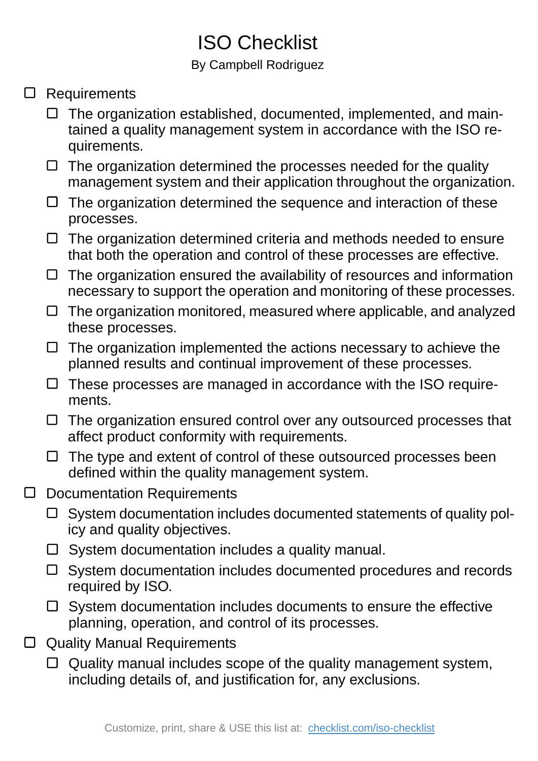# ISO Checklist

By Campbell Rodriguez

- [ ] Requirements
  - [ ] The organization established, documented, implemented, and maintained a quality management system in accordance with the ISO requirements.
  - [ ] The organization determined the processes needed for the quality management system and their application throughout the organization.
  - [ ] The organization determined the sequence and interaction of these processes.
  - [ ] The organization determined criteria and methods needed to ensure that both the operation and control of these processes are effective.
  - [ ] The organization ensured the availability of resources and information necessary to support the operation and monitoring of these processes.
  - [ ] The organization monitored, measured where applicable, and analyzed these processes.
  - [ ] The organization implemented the actions necessary to achieve the planned results and continual improvement of these processes.
  - [ ] These processes are managed in accordance with the ISO requirements.
  - [ ] The organization ensured control over any outsourced processes that affect product conformity with requirements.
  - [ ] The type and extent of control of these outsourced processes been defined within the quality management system.
- [ ] Documentation Requirements
  - [ ] System documentation includes documented statements of quality policy and quality objectives.
  - [ ] System documentation includes a quality manual.
  - [ ] System documentation includes documented procedures and records required by ISO.
  - [ ] System documentation includes documents to ensure the effective planning, operation, and control of its processes.
- [ ] Quality Manual Requirements
  - [ ] Quality manual includes scope of the quality management system, including details of, and justification for, any exclusions.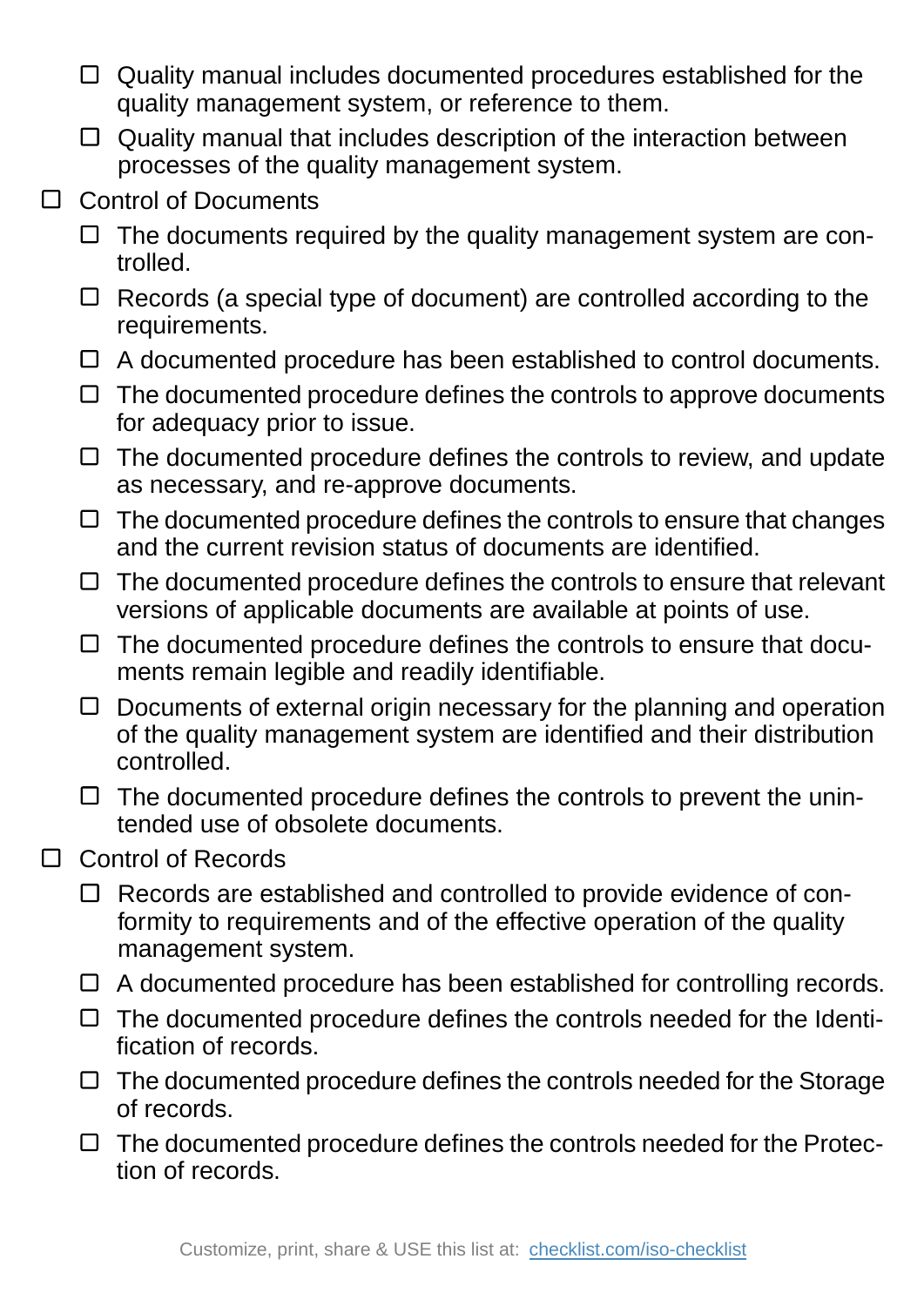- [ ] Quality manual includes documented procedures established for the quality management system, or reference to them.
  - [ ] Quality manual that includes description of the interaction between processes of the quality management system.
- [ ] Control of Documents
  - [ ] The documents required by the quality management system are controlled.
  - [ ] Records (a special type of document) are controlled according to the requirements.
  - [ ] A documented procedure has been established to control documents.
  - [ ] The documented procedure defines the controls to approve documents for adequacy prior to issue.
  - [ ] The documented procedure defines the controls to review, and update as necessary, and re-approve documents.
  - [ ] The documented procedure defines the controls to ensure that changes and the current revision status of documents are identified.
  - [ ] The documented procedure defines the controls to ensure that relevant versions of applicable documents are available at points of use.
  - [ ] The documented procedure defines the controls to ensure that documents remain legible and readily identifiable.
  - [ ] Documents of external origin necessary for the planning and operation of the quality management system are identified and their distribution controlled.
  - [ ] The documented procedure defines the controls to prevent the unintended use of obsolete documents.
- [ ] Control of Records
  - [ ] Records are established and controlled to provide evidence of conformity to requirements and of the effective operation of the quality management system.
  - [ ] A documented procedure has been established for controlling records.
  - [ ] The documented procedure defines the controls needed for the Identification of records.
  - [ ] The documented procedure defines the controls needed for the Storage of records.
  - [ ] The documented procedure defines the controls needed for the Protection of records.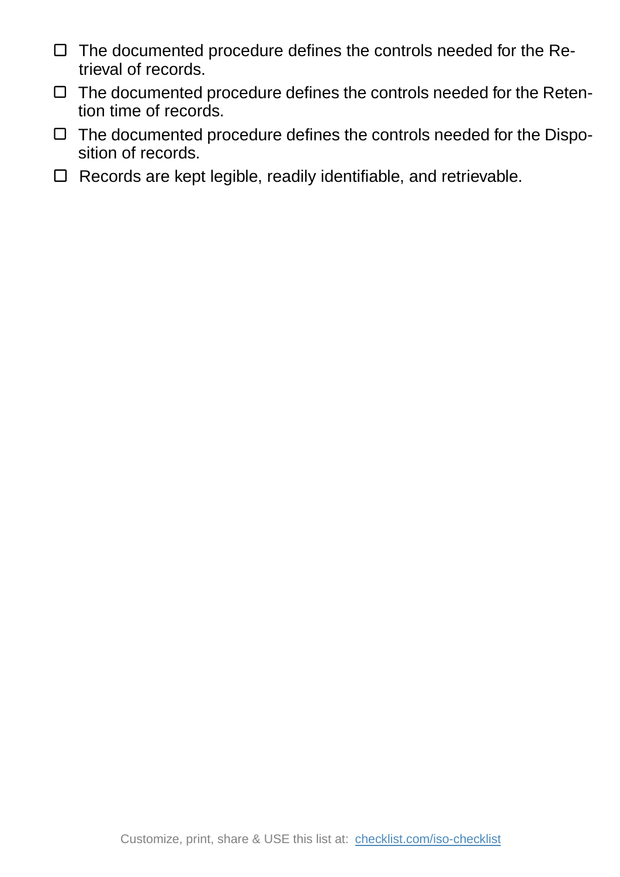- [ ] The documented procedure defines the controls needed for the Retrieval of records.
- [ ] The documented procedure defines the controls needed for the Retention time of records.
- [ ] The documented procedure defines the controls needed for the Disposition of records.
- [ ] Records are kept legible, readily identifiable, and retrievable.

Customize, print, share & USE this list at: [checklist.com/iso-checklist](checklist.com/iso-checklist)